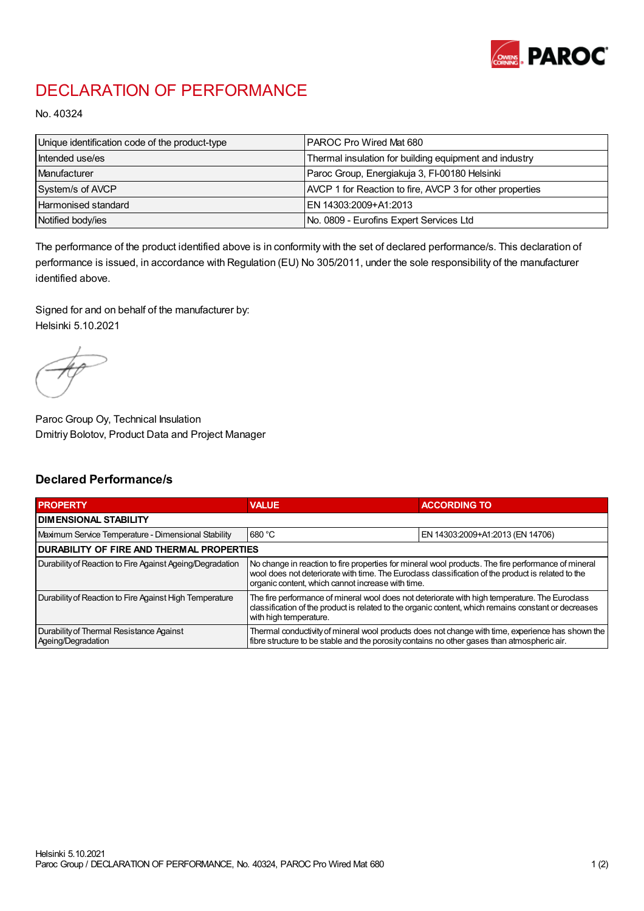# DECLARATION OF PERFORMANCE

No. 40324

| | |
|---|---|
| Unique identification code of the product-type | PAROC Pro Wired Mat 680 |
| Intended use/es | Thermal insulation for building equipment and industry |
| Manufacturer | Paroc Group, Energiakuja 3, FI-00180 Helsinki |
| System/s of AVCP | AVCP 1 for Reaction to fire, AVCP 3 for other properties |
| Harmonised standard | EN 14303:2009+A1:2013 |
| Notified body/ies | No. 0809 - Eurofins Expert Services Ltd |

The performance of the product identified above is in conformity with the set of declared performance/s. This declaration of performance is issued, in accordance with Regulation (EU) No 305/2011, under the sole responsibility of the manufacturer identified above.

Signed for and on behalf of the manufacturer by:
Helsinki 5.10.2021

Paroc Group Oy, Technical Insulation
Dmitriy Bolotov, Product Data and Project Manager

## Declared Performance/s

| PROPERTY | VALUE | ACCORDING TO |
|---|---|---|
| **DIMENSIONAL STABILITY** | | |
| Maximum Service Temperature - Dimensional Stability | 680 °C | EN 14303:2009+A1:2013 (EN 14706) |
| **DURABILITY OF FIRE AND THERMAL PROPERTIES** | | |
| Durability of Reaction to Fire Against Ageing/Degradation | No change in reaction to fire properties for mineral wool products. The fire performance of mineral wool does not deteriorate with time. The Euroclass classification of the product is related to the organic content, which cannot increase with time. | |
| Durability of Reaction to Fire Against High Temperature | The fire performance of mineral wool does not deteriorate with high temperature. The Euroclass classification of the product is related to the organic content, which remains constant or decreases with high temperature. | |
| Durability of Thermal Resistance Against Ageing/Degradation | Thermal conductivity of mineral wool products does not change with time, experience has shown the fibre structure to be stable and the porosity contains no other gases than atmospheric air. | |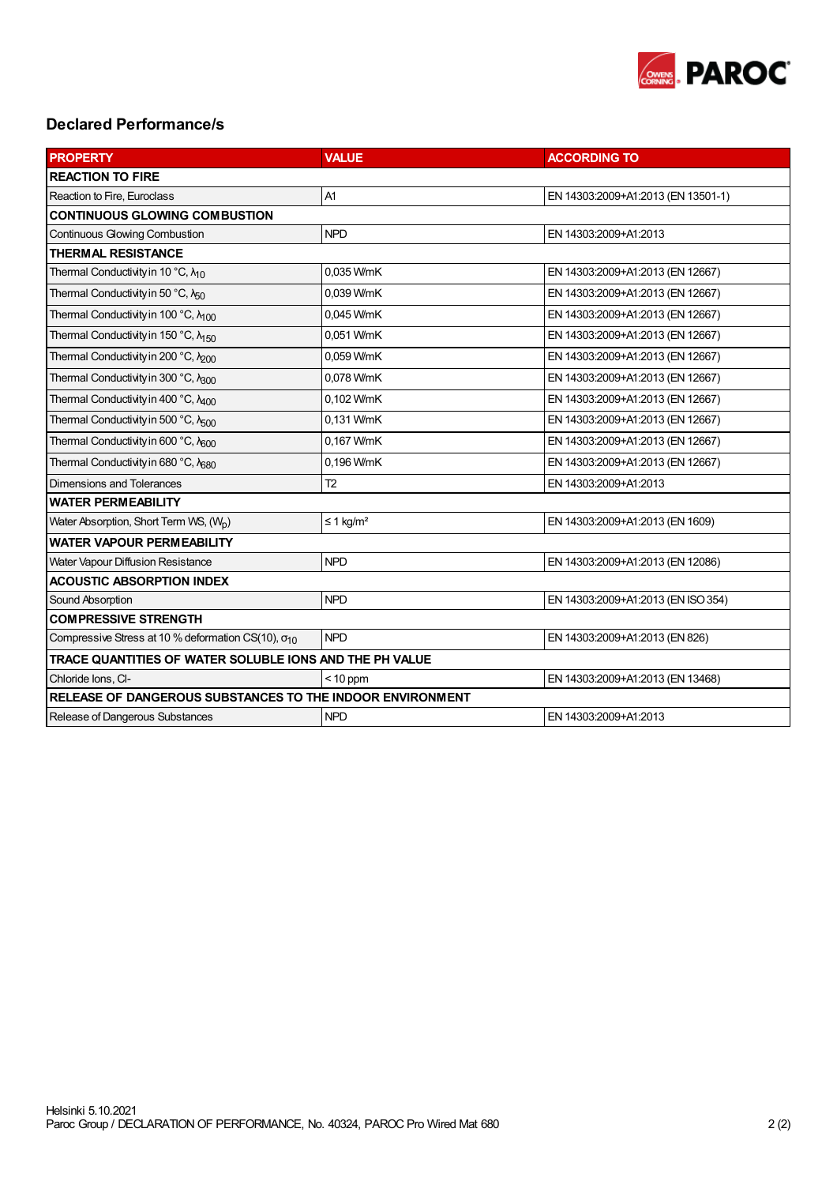## Declared Performance/s

| PROPERTY | VALUE | ACCORDING TO |
|---|---|---|
| **REACTION TO FIRE** | | |
| Reaction to Fire, Euroclass | A1 | EN 14303:2009+A1:2013 (EN 13501-1) |
| **CONTINUOUS GLOWING COMBUSTION** | | |
| Continuous Glowing Combustion | NPD | EN 14303:2009+A1:2013 |
| **THERMAL RESISTANCE** | | |
| Thermal Conductivity in 10 °C, $\lambda_{10}$ | 0,035 W/mK | EN 14303:2009+A1:2013 (EN 12667) |
| Thermal Conductivity in 50 °C, $\lambda_{50}$ | 0,039 W/mK | EN 14303:2009+A1:2013 (EN 12667) |
| Thermal Conductivity in 100 °C, $\lambda_{100}$ | 0,045 W/mK | EN 14303:2009+A1:2013 (EN 12667) |
| Thermal Conductivity in 150 °C, $\lambda_{150}$ | 0,051 W/mK | EN 14303:2009+A1:2013 (EN 12667) |
| Thermal Conductivity in 200 °C, $\lambda_{200}$ | 0,059 W/mK | EN 14303:2009+A1:2013 (EN 12667) |
| Thermal Conductivity in 300 °C, $\lambda_{300}$ | 0,078 W/mK | EN 14303:2009+A1:2013 (EN 12667) |
| Thermal Conductivity in 400 °C, $\lambda_{400}$ | 0,102 W/mK | EN 14303:2009+A1:2013 (EN 12667) |
| Thermal Conductivity in 500 °C, $\lambda_{500}$ | 0,131 W/mK | EN 14303:2009+A1:2013 (EN 12667) |
| Thermal Conductivity in 600 °C, $\lambda_{600}$ | 0,167 W/mK | EN 14303:2009+A1:2013 (EN 12667) |
| Thermal Conductivity in 680 °C, $\lambda_{680}$ | 0,196 W/mK | EN 14303:2009+A1:2013 (EN 12667) |
| Dimensions and Tolerances | T2 | EN 14303:2009+A1:2013 |
| **WATER PERMEABILITY** | | |
| Water Absorption, Short Term WS, ($W_p$) | ≤ 1 kg/m² | EN 14303:2009+A1:2013 (EN 1609) |
| **WATER VAPOUR PERMEABILITY** | | |
| Water Vapour Diffusion Resistance | NPD | EN 14303:2009+A1:2013 (EN 12086) |
| **ACOUSTIC ABSORPTION INDEX** | | |
| Sound Absorption | NPD | EN 14303:2009+A1:2013 (EN ISO 354) |
| **COMPRESSIVE STRENGTH** | | |
| Compressive Stress at 10 % deformation CS(10), $\sigma_{10}$ | NPD | EN 14303:2009+A1:2013 (EN 826) |
| **TRACE QUANTITIES OF WATER SOLUBLE IONS AND THE PH VALUE** | | |
| Chloride Ions, Cl- | < 10 ppm | EN 14303:2009+A1:2013 (EN 13468) |
| **RELEASE OF DANGEROUS SUBSTANCES TO THE INDOOR ENVIRONMENT** | | |
| Release of Dangerous Substances | NPD | EN 14303:2009+A1:2013 |

Helsinki 5.10.2021
Paroc Group / DECLARATION OF PERFORMANCE, No. 40324, PAROC Pro Wired Mat 680